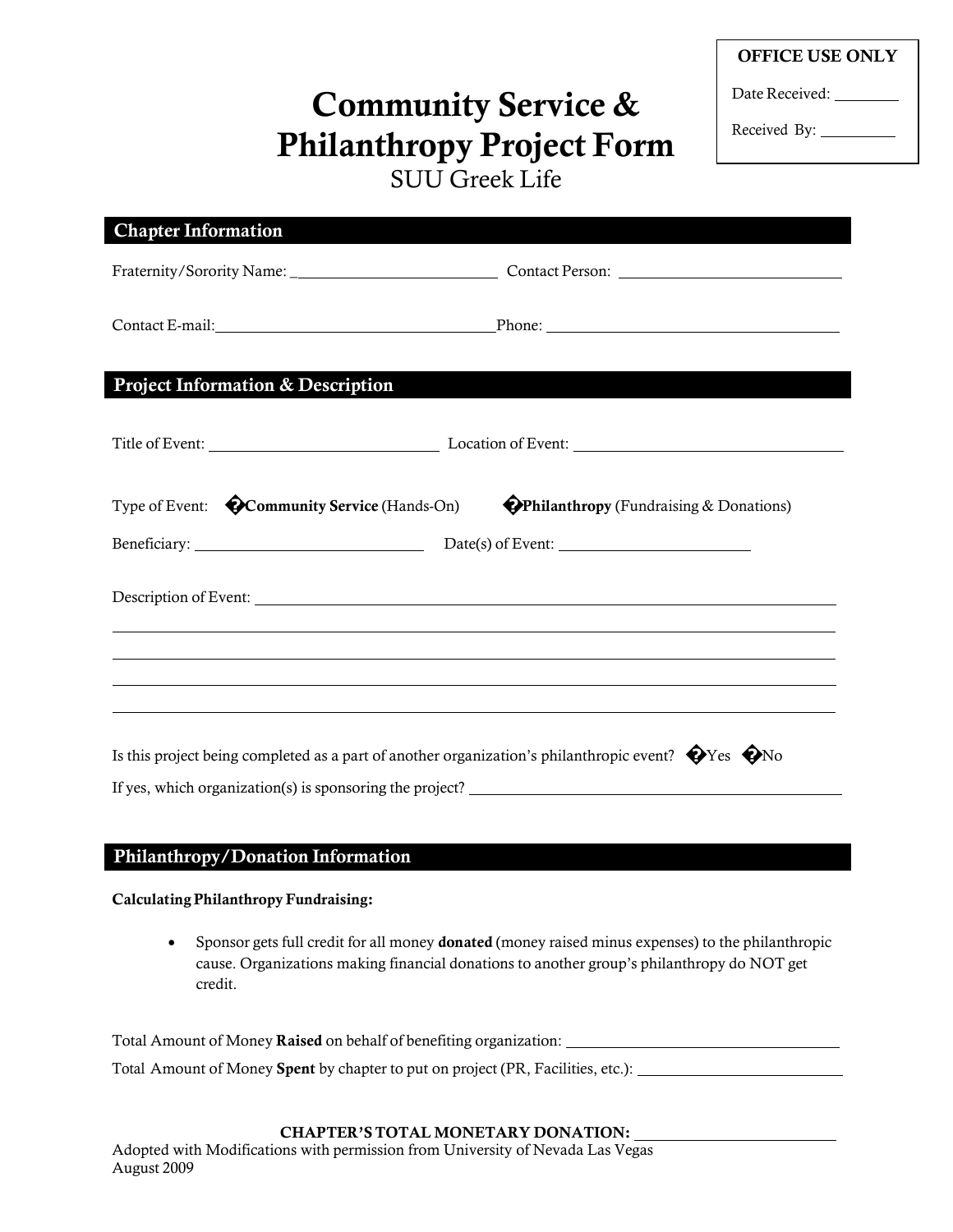| OFFICE USE ONLY |
|---|
| Date Received: ________ |
| Received By: ________ |

# Community Service & Philanthropy Project Form

SUU Greek Life

## Chapter Information

Fraternity/Sorority Name: ________________________ Contact Person: ________________________

Contact E-mail: ________________________ Phone: ________________________

## Project Information & Description

Title of Event: ________________________ Location of Event: ________________________

Type of Event: �**Community Service** (Hands-On) �**Philanthropy** (Fundraising & Donations)

Beneficiary: ________________________ Date(s) of Event: ________________________

Description of Event: ________________________________________________

________________________________________________

________________________________________________

________________________________________________

________________________________________________

Is this project being completed as a part of another organization's philanthropic event? �Yes �No

If yes, which organization(s) is sponsoring the project? ________________________

## Philanthropy/Donation Information

**Calculating Philanthropy Fundraising:**

- Sponsor gets full credit for all money **donated** (money raised minus expenses) to the philanthropic cause. Organizations making financial donations to another group's philanthropy do NOT get credit.

Total Amount of Money **Raised** on behalf of benefiting organization: ________________________

Total Amount of Money **Spent** by chapter to put on project (PR, Facilities, etc.): ________________________

**CHAPTER'S TOTAL MONETARY DONATION:** ________________________

Adopted with Modifications with permission from University of Nevada Las Vegas
August 2009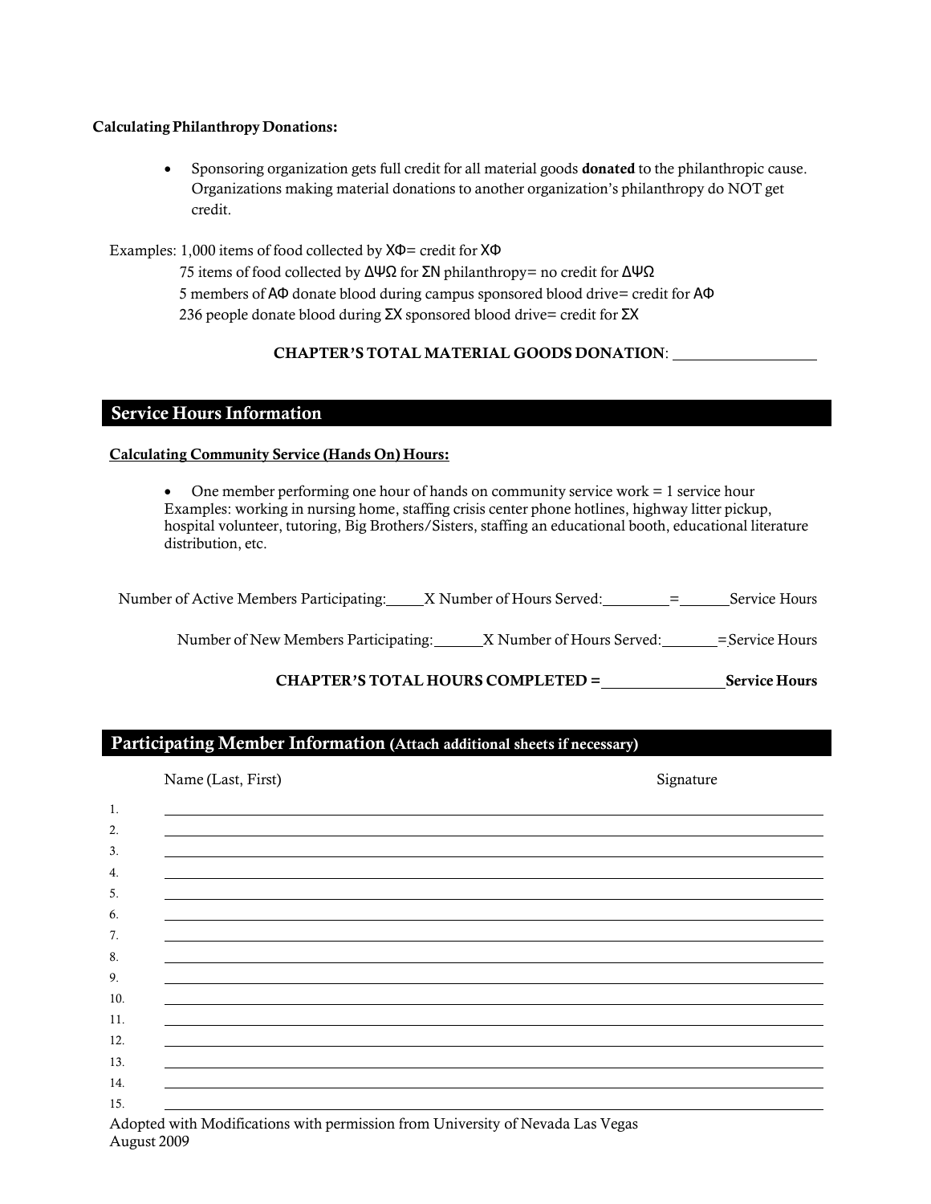**Calculating Philanthropy Donations:**

- Sponsoring organization gets full credit for all material goods **donated** to the philanthropic cause. Organizations making material donations to another organization's philanthropy do NOT get credit.

Examples: 1,000 items of food collected by ΧΦ= credit for ΧΦ
75 items of food collected by ΔΨΩ for ΣΝ philanthropy= no credit for ΔΨΩ
5 members of ΑΦ donate blood during campus sponsored blood drive= credit for ΑΦ
236 people donate blood during ΣΧ sponsored blood drive= credit for ΣΧ

**CHAPTER'S TOTAL MATERIAL GOODS DONATION**: ___________________

## Service Hours Information

**Calculating Community Service (Hands On) Hours:**

- One member performing one hour of hands on community service work = 1 service hour
Examples: working in nursing home, staffing crisis center phone hotlines, highway litter pickup, hospital volunteer, tutoring, Big Brothers/Sisters, staffing an educational booth, educational literature distribution, etc.

Number of Active Members Participating:_____X Number of Hours Served:_________=_______Service Hours

Number of New Members Participating:______X Number of Hours Served:_______=Service Hours

**CHAPTER'S TOTAL HOURS COMPLETED = ________________Service Hours**

## Participating Member Information (Attach additional sheets if necessary)

| | Name (Last, First) | Signature |
|---|---|---|
| 1. | | |
| 2. | | |
| 3. | | |
| 4. | | |
| 5. | | |
| 6. | | |
| 7. | | |
| 8. | | |
| 9. | | |
| 10. | | |
| 11. | | |
| 12. | | |
| 13. | | |
| 14. | | |
| 15. | | |

Adopted with Modifications with permission from University of Nevada Las Vegas
August 2009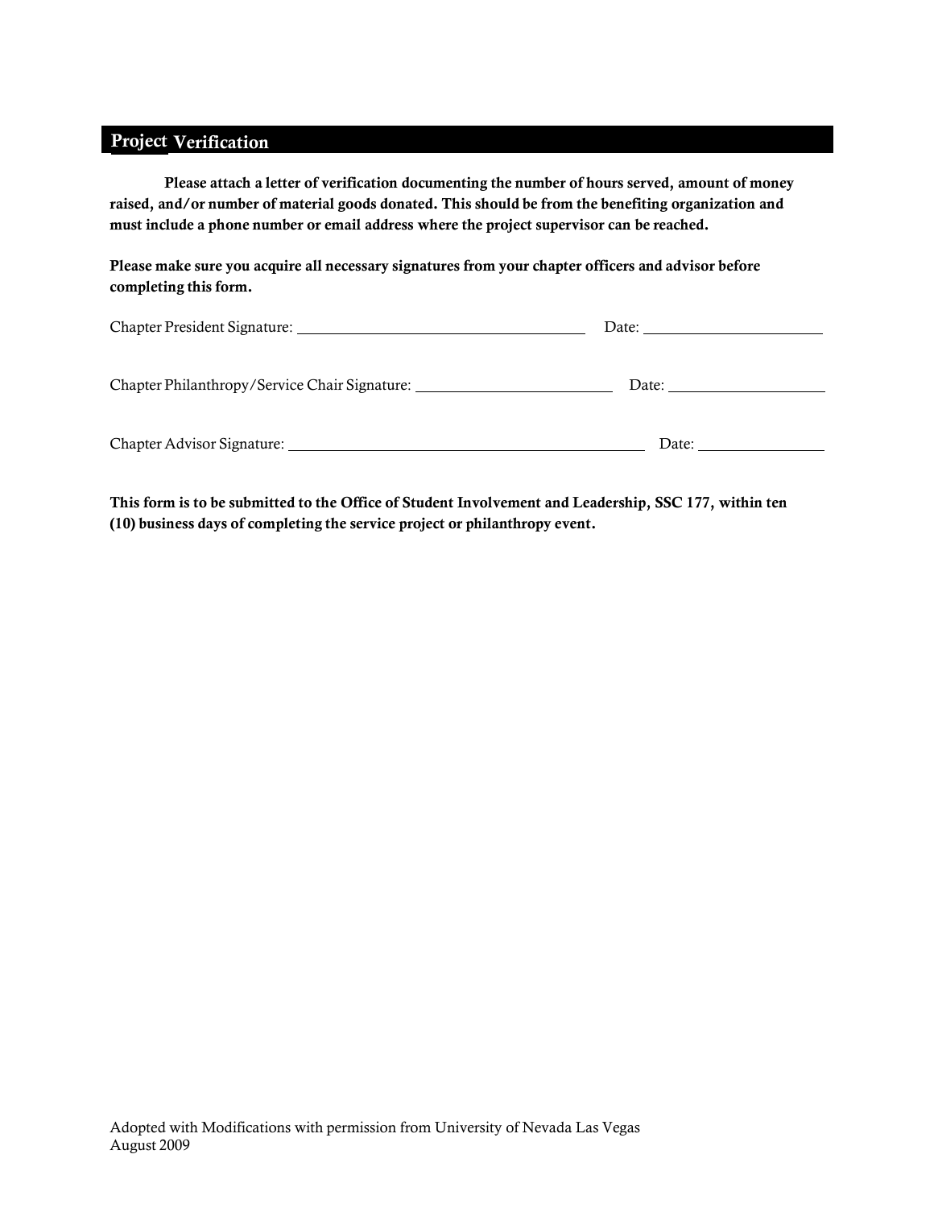## Project Verification

**Please attach a letter of verification documenting the number of hours served, amount of money raised, and/or number of material goods donated. This should be from the benefiting organization and must include a phone number or email address where the project supervisor can be reached.**

**Please make sure you acquire all necessary signatures from your chapter officers and advisor before completing this form.**

Chapter President Signature: ______________________________ Date: ____________________

Chapter Philanthropy/Service Chair Signature: ____________________ Date: __________________

Chapter Advisor Signature: ____________________________________ Date: ______________

**This form is to be submitted to the Office of Student Involvement and Leadership, SSC 177, within ten (10) business days of completing the service project or philanthropy event.**

Adopted with Modifications with permission from University of Nevada Las Vegas
August 2009